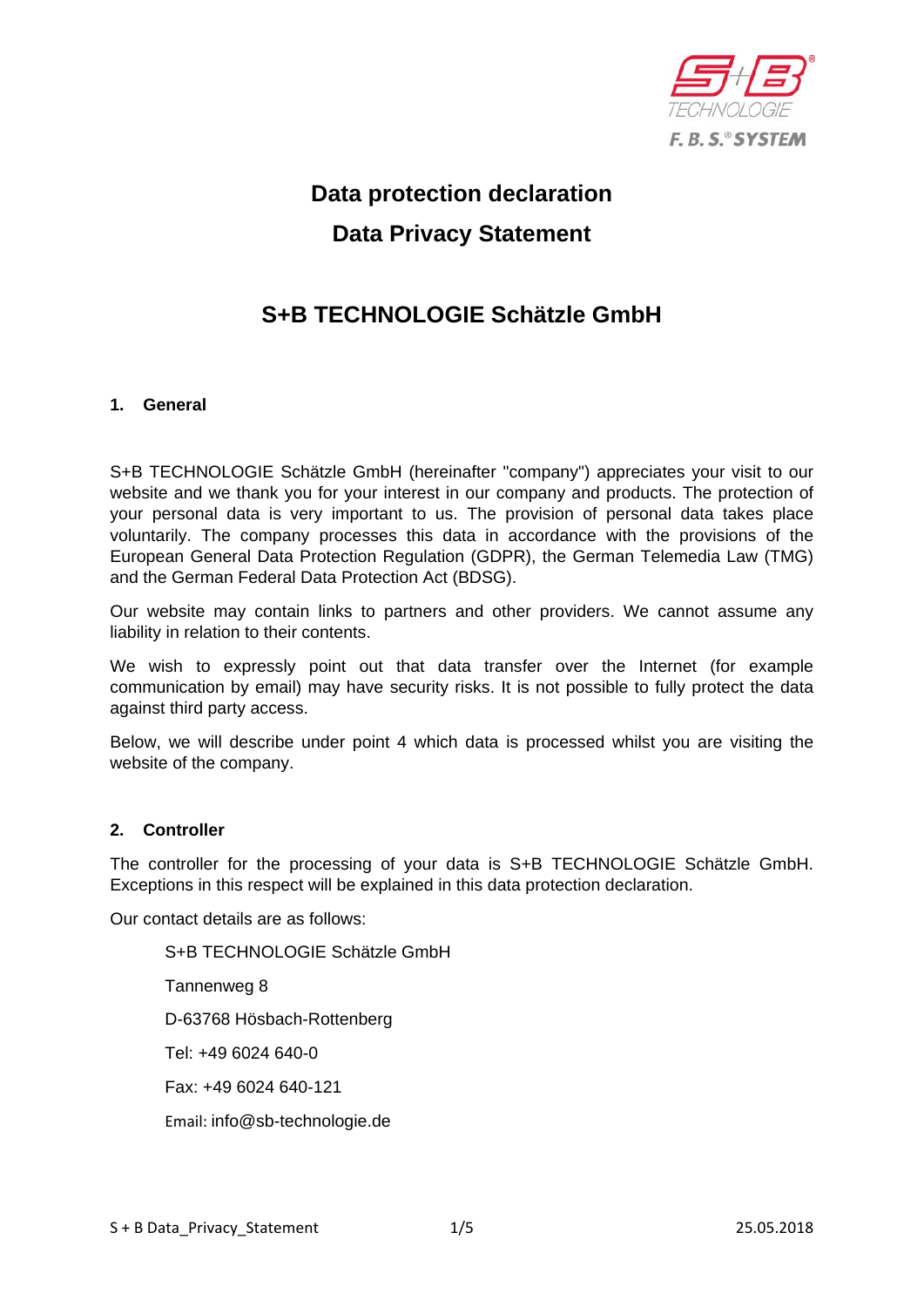# Data protection declaration

# Data Privacy Statement

## S+B TECHNOLOGIE Schätzle GmbH

### 1. General

S+B TECHNOLOGIE Schätzle GmbH (hereinafter "company") appreciates your visit to our website and we thank you for your interest in our company and products. The protection of your personal data is very important to us. The provision of personal data takes place voluntarily. The company processes this data in accordance with the provisions of the European General Data Protection Regulation (GDPR), the German Telemedia Law (TMG) and the German Federal Data Protection Act (BDSG).

Our website may contain links to partners and other providers. We cannot assume any liability in relation to their contents.

We wish to expressly point out that data transfer over the Internet (for example communication by email) may have security risks. It is not possible to fully protect the data against third party access.

Below, we will describe under point 4 which data is processed whilst you are visiting the website of the company.

### 2. Controller

The controller for the processing of your data is S+B TECHNOLOGIE Schätzle GmbH. Exceptions in this respect will be explained in this data protection declaration.

Our contact details are as follows:

S+B TECHNOLOGIE Schätzle GmbH

Tannenweg 8

D-63768 Hösbach-Rottenberg

Tel: +49 6024 640-0

Fax: +49 6024 640-121

Email: info@sb-technologie.de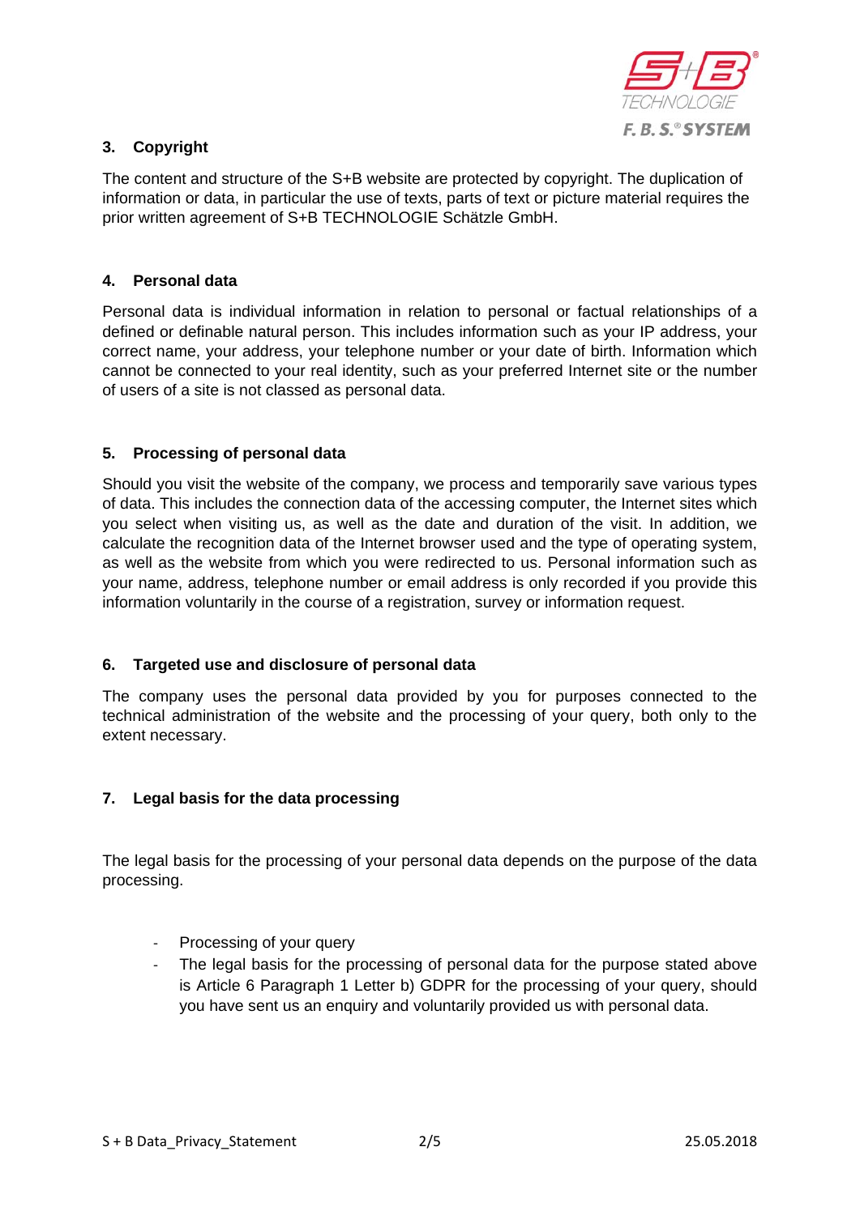## 3. Copyright

The content and structure of the S+B website are protected by copyright. The duplication of information or data, in particular the use of texts, parts of text or picture material requires the prior written agreement of S+B TECHNOLOGIE Schätzle GmbH.

## 4. Personal data

Personal data is individual information in relation to personal or factual relationships of a defined or definable natural person. This includes information such as your IP address, your correct name, your address, your telephone number or your date of birth. Information which cannot be connected to your real identity, such as your preferred Internet site or the number of users of a site is not classed as personal data.

## 5. Processing of personal data

Should you visit the website of the company, we process and temporarily save various types of data. This includes the connection data of the accessing computer, the Internet sites which you select when visiting us, as well as the date and duration of the visit. In addition, we calculate the recognition data of the Internet browser used and the type of operating system, as well as the website from which you were redirected to us. Personal information such as your name, address, telephone number or email address is only recorded if you provide this information voluntarily in the course of a registration, survey or information request.

## 6. Targeted use and disclosure of personal data

The company uses the personal data provided by you for purposes connected to the technical administration of the website and the processing of your query, both only to the extent necessary.

## 7. Legal basis for the data processing

The legal basis for the processing of your personal data depends on the purpose of the data processing.

- Processing of your query
- The legal basis for the processing of personal data for the purpose stated above is Article 6 Paragraph 1 Letter b) GDPR for the processing of your query, should you have sent us an enquiry and voluntarily provided us with personal data.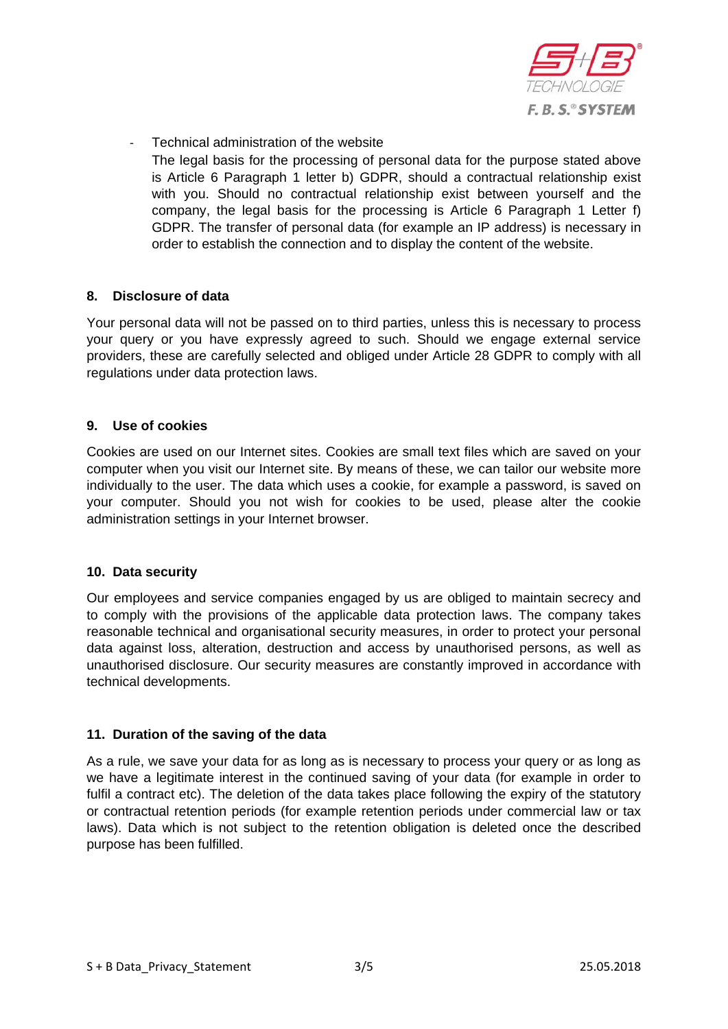- Technical administration of the website

  The legal basis for the processing of personal data for the purpose stated above is Article 6 Paragraph 1 letter b) GDPR, should a contractual relationship exist with you. Should no contractual relationship exist between yourself and the company, the legal basis for the processing is Article 6 Paragraph 1 Letter f) GDPR. The transfer of personal data (for example an IP address) is necessary in order to establish the connection and to display the content of the website.

## 8. Disclosure of data

Your personal data will not be passed on to third parties, unless this is necessary to process your query or you have expressly agreed to such. Should we engage external service providers, these are carefully selected and obliged under Article 28 GDPR to comply with all regulations under data protection laws.

## 9. Use of cookies

Cookies are used on our Internet sites. Cookies are small text files which are saved on your computer when you visit our Internet site. By means of these, we can tailor our website more individually to the user. The data which uses a cookie, for example a password, is saved on your computer. Should you not wish for cookies to be used, please alter the cookie administration settings in your Internet browser.

## 10. Data security

Our employees and service companies engaged by us are obliged to maintain secrecy and to comply with the provisions of the applicable data protection laws. The company takes reasonable technical and organisational security measures, in order to protect your personal data against loss, alteration, destruction and access by unauthorised persons, as well as unauthorised disclosure. Our security measures are constantly improved in accordance with technical developments.

## 11. Duration of the saving of the data

As a rule, we save your data for as long as is necessary to process your query or as long as we have a legitimate interest in the continued saving of your data (for example in order to fulfil a contract etc). The deletion of the data takes place following the expiry of the statutory or contractual retention periods (for example retention periods under commercial law or tax laws). Data which is not subject to the retention obligation is deleted once the described purpose has been fulfilled.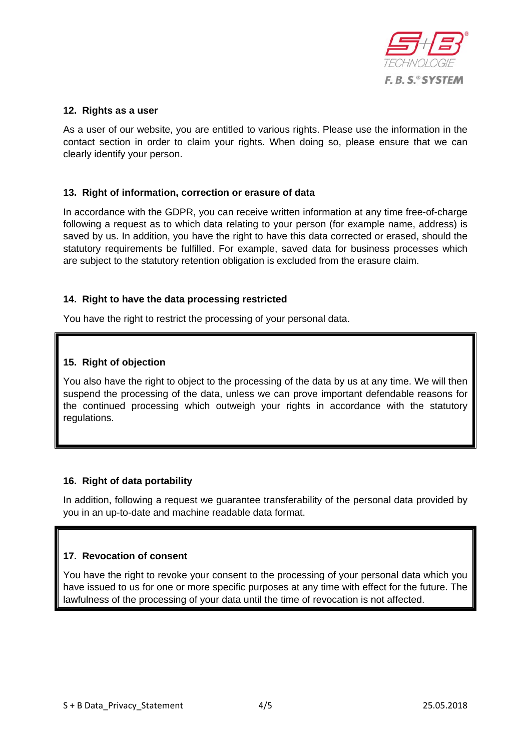## 12. Rights as a user

As a user of our website, you are entitled to various rights. Please use the information in the contact section in order to claim your rights. When doing so, please ensure that we can clearly identify your person.

## 13. Right of information, correction or erasure of data

In accordance with the GDPR, you can receive written information at any time free-of-charge following a request as to which data relating to your person (for example name, address) is saved by us. In addition, you have the right to have this data corrected or erased, should the statutory requirements be fulfilled. For example, saved data for business processes which are subject to the statutory retention obligation is excluded from the erasure claim.

## 14. Right to have the data processing restricted

You have the right to restrict the processing of your personal data.

## 15. Right of objection

You also have the right to object to the processing of the data by us at any time. We will then suspend the processing of the data, unless we can prove important defendable reasons for the continued processing which outweigh your rights in accordance with the statutory regulations.

## 16. Right of data portability

In addition, following a request we guarantee transferability of the personal data provided by you in an up-to-date and machine readable data format.

## 17. Revocation of consent

You have the right to revoke your consent to the processing of your personal data which you have issued to us for one or more specific purposes at any time with effect for the future. The lawfulness of the processing of your data until the time of revocation is not affected.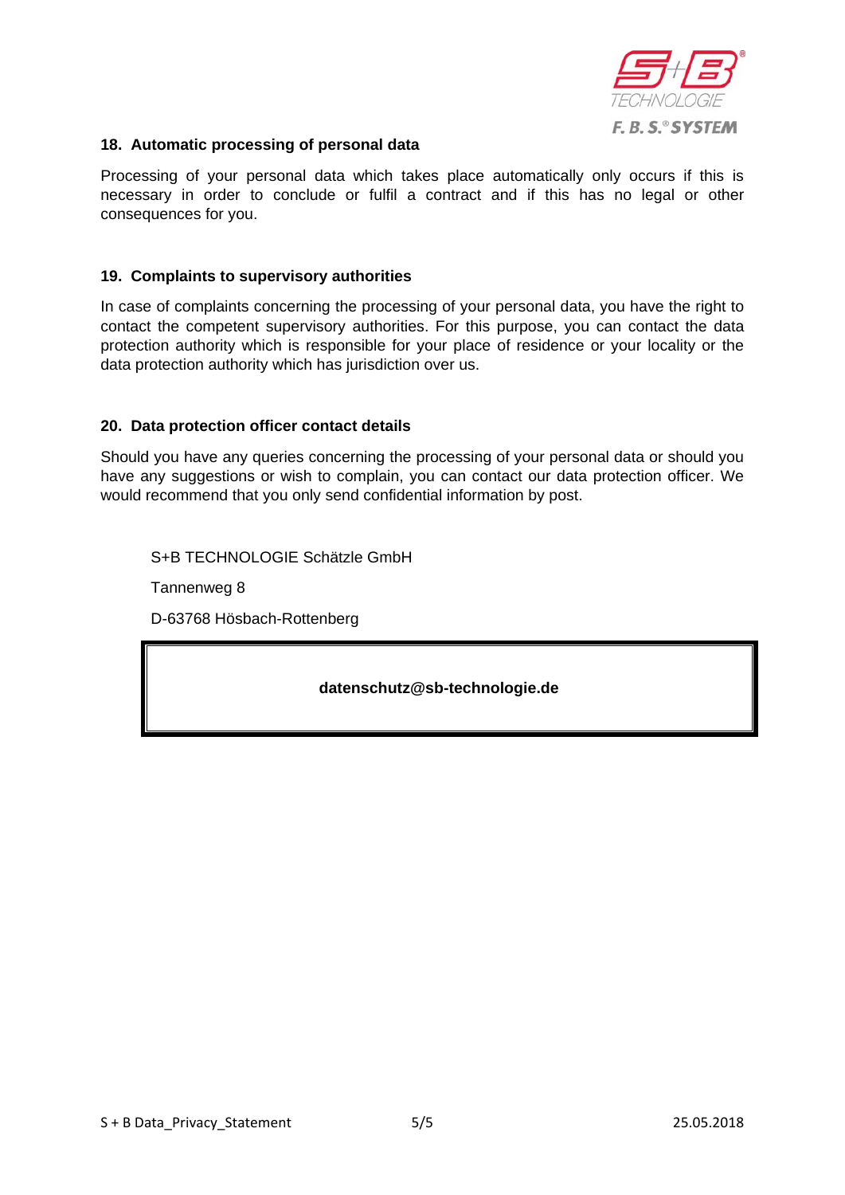## 18. Automatic processing of personal data

Processing of your personal data which takes place automatically only occurs if this is necessary in order to conclude or fulfil a contract and if this has no legal or other consequences for you.

## 19. Complaints to supervisory authorities

In case of complaints concerning the processing of your personal data, you have the right to contact the competent supervisory authorities. For this purpose, you can contact the data protection authority which is responsible for your place of residence or your locality or the data protection authority which has jurisdiction over us.

## 20. Data protection officer contact details

Should you have any queries concerning the processing of your personal data or should you have any suggestions or wish to complain, you can contact our data protection officer. We would recommend that you only send confidential information by post.

S+B TECHNOLOGIE Schätzle GmbH

Tannenweg 8

D-63768 Hösbach-Rottenberg

**datenschutz@sb-technologie.de**